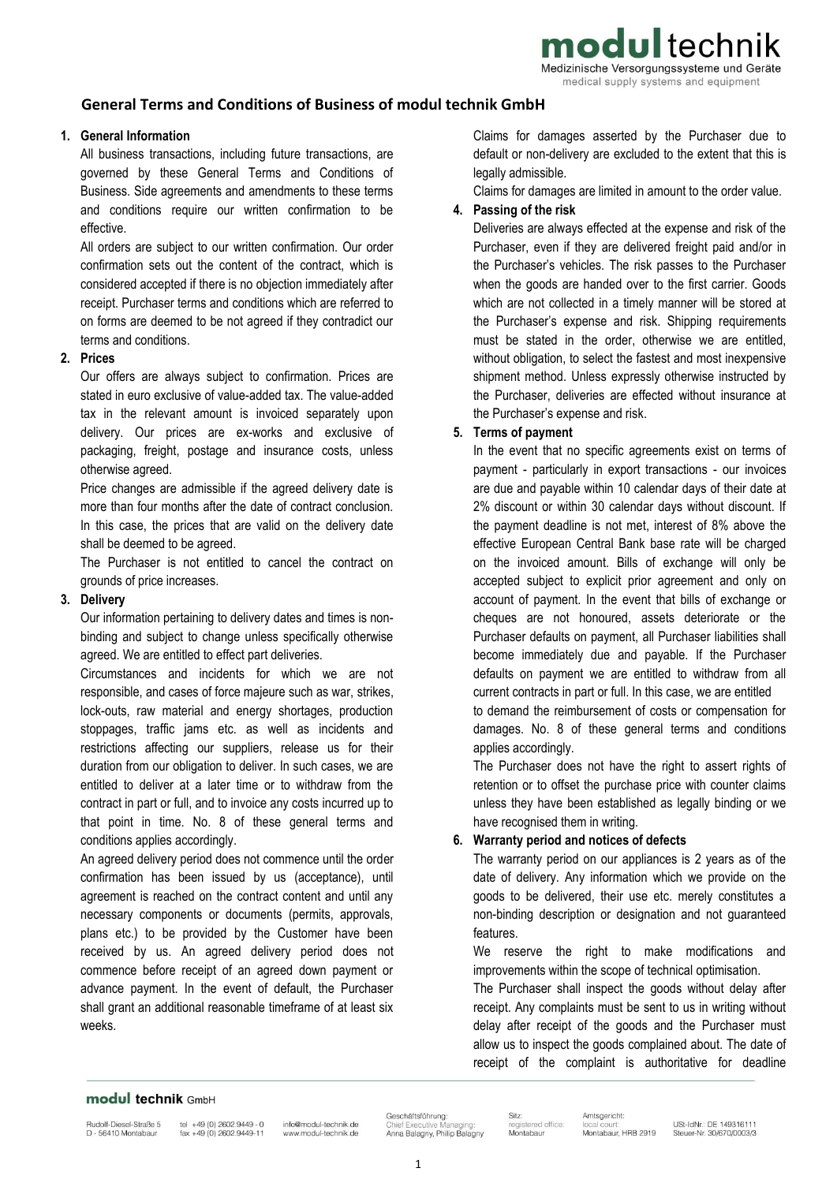# General Terms and Conditions of Business of modul technik GmbH

**1. General Information**

All business transactions, including future transactions, are governed by these General Terms and Conditions of Business. Side agreements and amendments to these terms and conditions require our written confirmation to be effective.

All orders are subject to our written confirmation. Our order confirmation sets out the content of the contract, which is considered accepted if there is no objection immediately after receipt. Purchaser terms and conditions which are referred to on forms are deemed to be not agreed if they contradict our terms and conditions.

**2. Prices**

Our offers are always subject to confirmation. Prices are stated in euro exclusive of value-added tax. The value-added tax in the relevant amount is invoiced separately upon delivery. Our prices are ex-works and exclusive of packaging, freight, postage and insurance costs, unless otherwise agreed.

Price changes are admissible if the agreed delivery date is more than four months after the date of contract conclusion. In this case, the prices that are valid on the delivery date shall be deemed to be agreed.

The Purchaser is not entitled to cancel the contract on grounds of price increases.

**3. Delivery**

Our information pertaining to delivery dates and times is non-binding and subject to change unless specifically otherwise agreed. We are entitled to effect part deliveries.

Circumstances and incidents for which we are not responsible, and cases of force majeure such as war, strikes, lock-outs, raw material and energy shortages, production stoppages, traffic jams etc. as well as incidents and restrictions affecting our suppliers, release us for their duration from our obligation to deliver. In such cases, we are entitled to deliver at a later time or to withdraw from the contract in part or full, and to invoice any costs incurred up to that point in time. No. 8 of these general terms and conditions applies accordingly.

An agreed delivery period does not commence until the order confirmation has been issued by us (acceptance), until agreement is reached on the contract content and until any necessary components or documents (permits, approvals, plans etc.) to be provided by the Customer have been received by us. An agreed delivery period does not commence before receipt of an agreed down payment or advance payment. In the event of default, the Purchaser shall grant an additional reasonable timeframe of at least six weeks.

Claims for damages asserted by the Purchaser due to default or non-delivery are excluded to the extent that this is legally admissible.

Claims for damages are limited in amount to the order value.

**4. Passing of the risk**

Deliveries are always effected at the expense and risk of the Purchaser, even if they are delivered freight paid and/or in the Purchaser's vehicles. The risk passes to the Purchaser when the goods are handed over to the first carrier. Goods which are not collected in a timely manner will be stored at the Purchaser's expense and risk. Shipping requirements must be stated in the order, otherwise we are entitled, without obligation, to select the fastest and most inexpensive shipment method. Unless expressly otherwise instructed by the Purchaser, deliveries are effected without insurance at the Purchaser's expense and risk.

**5. Terms of payment**

In the event that no specific agreements exist on terms of payment - particularly in export transactions - our invoices are due and payable within 10 calendar days of their date at 2% discount or within 30 calendar days without discount. If the payment deadline is not met, interest of 8% above the effective European Central Bank base rate will be charged on the invoiced amount. Bills of exchange will only be accepted subject to explicit prior agreement and only on account of payment. In the event that bills of exchange or cheques are not honoured, assets deteriorate or the Purchaser defaults on payment, all Purchaser liabilities shall become immediately due and payable. If the Purchaser defaults on payment we are entitled to withdraw from all current contracts in part or full. In this case, we are entitled to demand the reimbursement of costs or compensation for damages. No. 8 of these general terms and conditions applies accordingly.

The Purchaser does not have the right to assert rights of retention or to offset the purchase price with counter claims unless they have been established as legally binding or we have recognised them in writing.

**6. Warranty period and notices of defects**

The warranty period on our appliances is 2 years as of the date of delivery. Any information which we provide on the goods to be delivered, their use etc. merely constitutes a non-binding description or designation and not guaranteed features.

We reserve the right to make modifications and improvements within the scope of technical optimisation.

The Purchaser shall inspect the goods without delay after receipt. Any complaints must be sent to us in writing without delay after receipt of the goods and the Purchaser must allow us to inspect the goods complained about. The date of receipt of the complaint is authoritative for deadline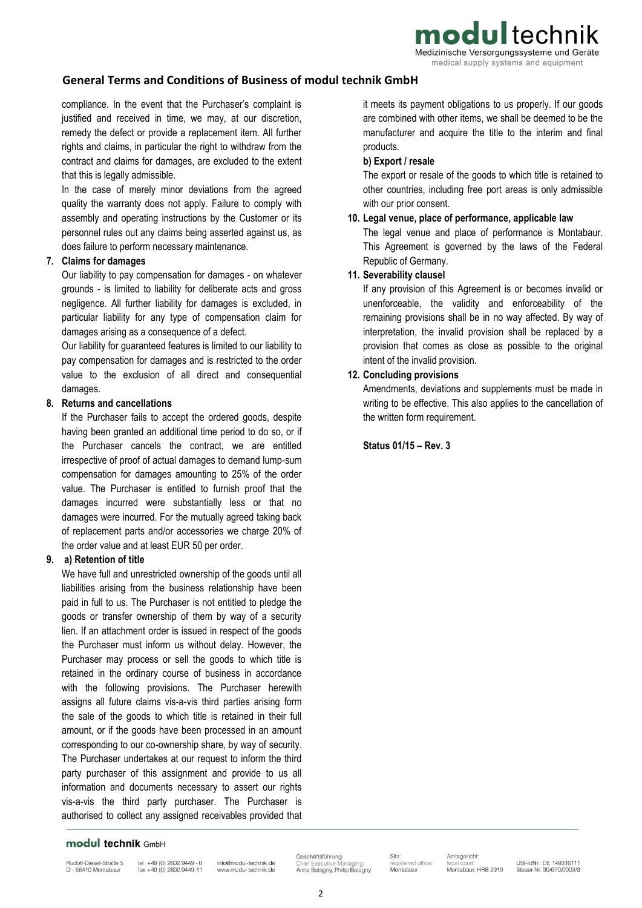compliance. In the event that the Purchaser's complaint is justified and received in time, we may, at our discretion, remedy the defect or provide a replacement item. All further rights and claims, in particular the right to withdraw from the contract and claims for damages, are excluded to the extent that this is legally admissible.

In the case of merely minor deviations from the agreed quality the warranty does not apply. Failure to comply with assembly and operating instructions by the Customer or its personnel rules out any claims being asserted against us, as does failure to perform necessary maintenance.

**7. Claims for damages**

Our liability to pay compensation for damages - on whatever grounds - is limited to liability for deliberate acts and gross negligence. All further liability for damages is excluded, in particular liability for any type of compensation claim for damages arising as a consequence of a defect.

Our liability for guaranteed features is limited to our liability to pay compensation for damages and is restricted to the order value to the exclusion of all direct and consequential damages.

**8. Returns and cancellations**

If the Purchaser fails to accept the ordered goods, despite having been granted an additional time period to do so, or if the Purchaser cancels the contract, we are entitled irrespective of proof of actual damages to demand lump-sum compensation for damages amounting to 25% of the order value. The Purchaser is entitled to furnish proof that the damages incurred were substantially less or that no damages were incurred. For the mutually agreed taking back of replacement parts and/or accessories we charge 20% of the order value and at least EUR 50 per order.

**9. a) Retention of title**

We have full and unrestricted ownership of the goods until all liabilities arising from the business relationship have been paid in full to us. The Purchaser is not entitled to pledge the goods or transfer ownership of them by way of a security lien. If an attachment order is issued in respect of the goods the Purchaser must inform us without delay. However, the Purchaser may process or sell the goods to which title is retained in the ordinary course of business in accordance with the following provisions. The Purchaser herewith assigns all future claims vis-a-vis third parties arising form the sale of the goods to which title is retained in their full amount, or if the goods have been processed in an amount corresponding to our co-ownership share, by way of security. The Purchaser undertakes at our request to inform the third party purchaser of this assignment and provide to us all information and documents necessary to assert our rights vis-a-vis the third party purchaser. The Purchaser is authorised to collect any assigned receivables provided that it meets its payment obligations to us properly. If our goods are combined with other items, we shall be deemed to be the manufacturer and acquire the title to the interim and final products.

**b) Export / resale**

The export or resale of the goods to which title is retained to other countries, including free port areas is only admissible with our prior consent.

**10. Legal venue, place of performance, applicable law**

The legal venue and place of performance is Montabaur. This Agreement is governed by the laws of the Federal Republic of Germany.

**11. Severability clausel**

If any provision of this Agreement is or becomes invalid or unenforceable, the validity and enforceability of the remaining provisions shall be in no way affected. By way of interpretation, the invalid provision shall be replaced by a provision that comes as close as possible to the original intent of the invalid provision.

**12. Concluding provisions**

Amendments, deviations and supplements must be made in writing to be effective. This also applies to the cancellation of the written form requirement.

**Status 01/15 – Rev. 3**